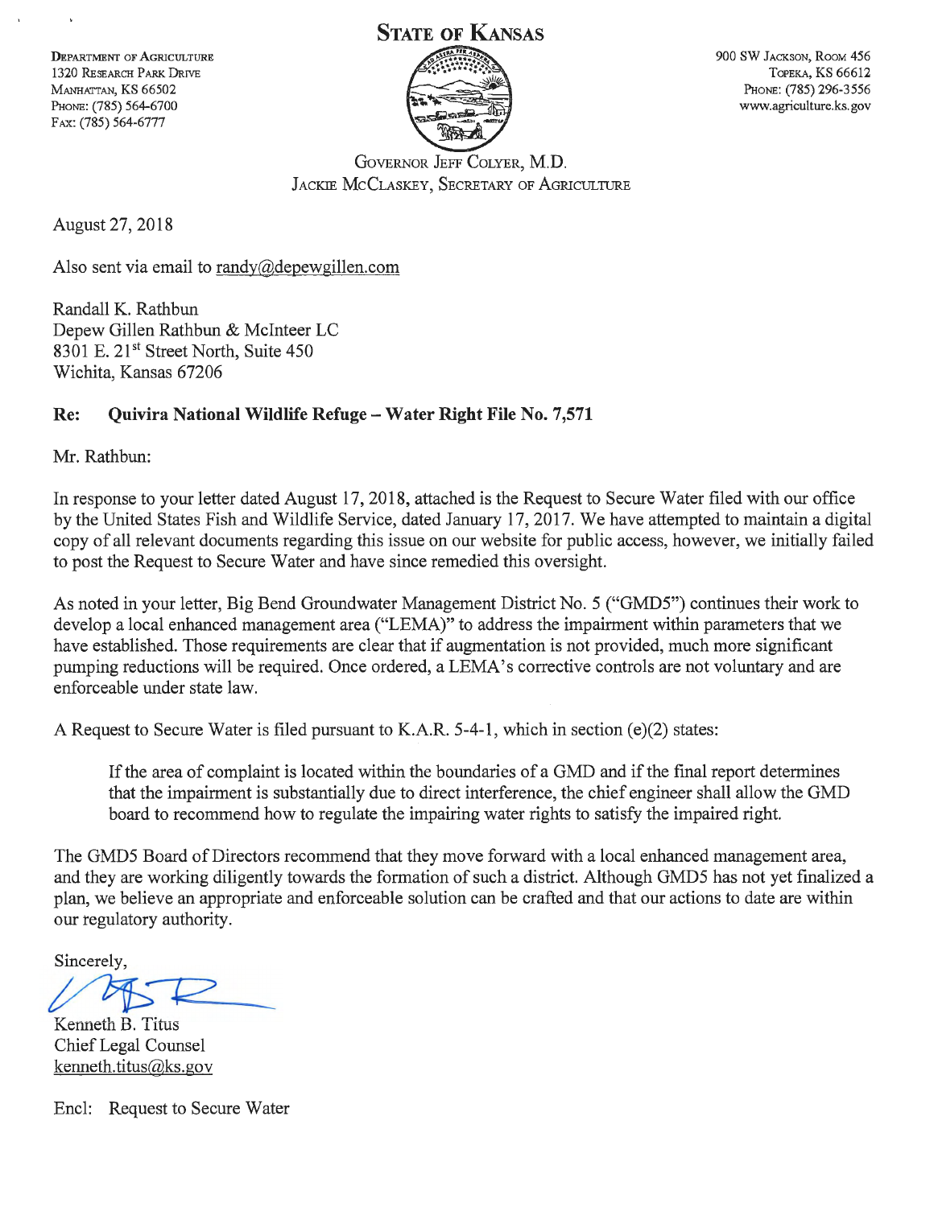DEPARTMENT OF AGRICULTURE
1320 RESEARCH PARK DRIVE
MANHATTAN, KS 66502
PHONE: (785) 564-6700
FAX: (785) 564-6777

# STATE OF KANSAS

900 SW JACKSON, ROOM 456
TOPEKA, KS 66612
PHONE: (785) 296-3556
www.agriculture.ks.gov

GOVERNOR JEFF COLYER, M.D.
JACKIE MCCLASKEY, SECRETARY OF AGRICULTURE

August 27, 2018

Also sent via email to randy@depewgillen.com

Randall K. Rathbun
Depew Gillen Rathbun & McInteer LC
8301 E. 21st Street North, Suite 450
Wichita, Kansas 67206

**Re: Quivira National Wildlife Refuge – Water Right File No. 7,571**

Mr. Rathbun:

In response to your letter dated August 17, 2018, attached is the Request to Secure Water filed with our office by the United States Fish and Wildlife Service, dated January 17, 2017. We have attempted to maintain a digital copy of all relevant documents regarding this issue on our website for public access, however, we initially failed to post the Request to Secure Water and have since remedied this oversight.

As noted in your letter, Big Bend Groundwater Management District No. 5 ("GMD5") continues their work to develop a local enhanced management area ("LEMA)" to address the impairment within parameters that we have established. Those requirements are clear that if augmentation is not provided, much more significant pumping reductions will be required. Once ordered, a LEMA's corrective controls are not voluntary and are enforceable under state law.

A Request to Secure Water is filed pursuant to K.A.R. 5-4-1, which in section (e)(2) states:

> If the area of complaint is located within the boundaries of a GMD and if the final report determines that the impairment is substantially due to direct interference, the chief engineer shall allow the GMD board to recommend how to regulate the impairing water rights to satisfy the impaired right.

The GMD5 Board of Directors recommend that they move forward with a local enhanced management area, and they are working diligently towards the formation of such a district. Although GMD5 has not yet finalized a plan, we believe an appropriate and enforceable solution can be crafted and that our actions to date are within our regulatory authority.

Sincerely,

Kenneth B. Titus
Chief Legal Counsel
kenneth.titus@ks.gov

Encl: Request to Secure Water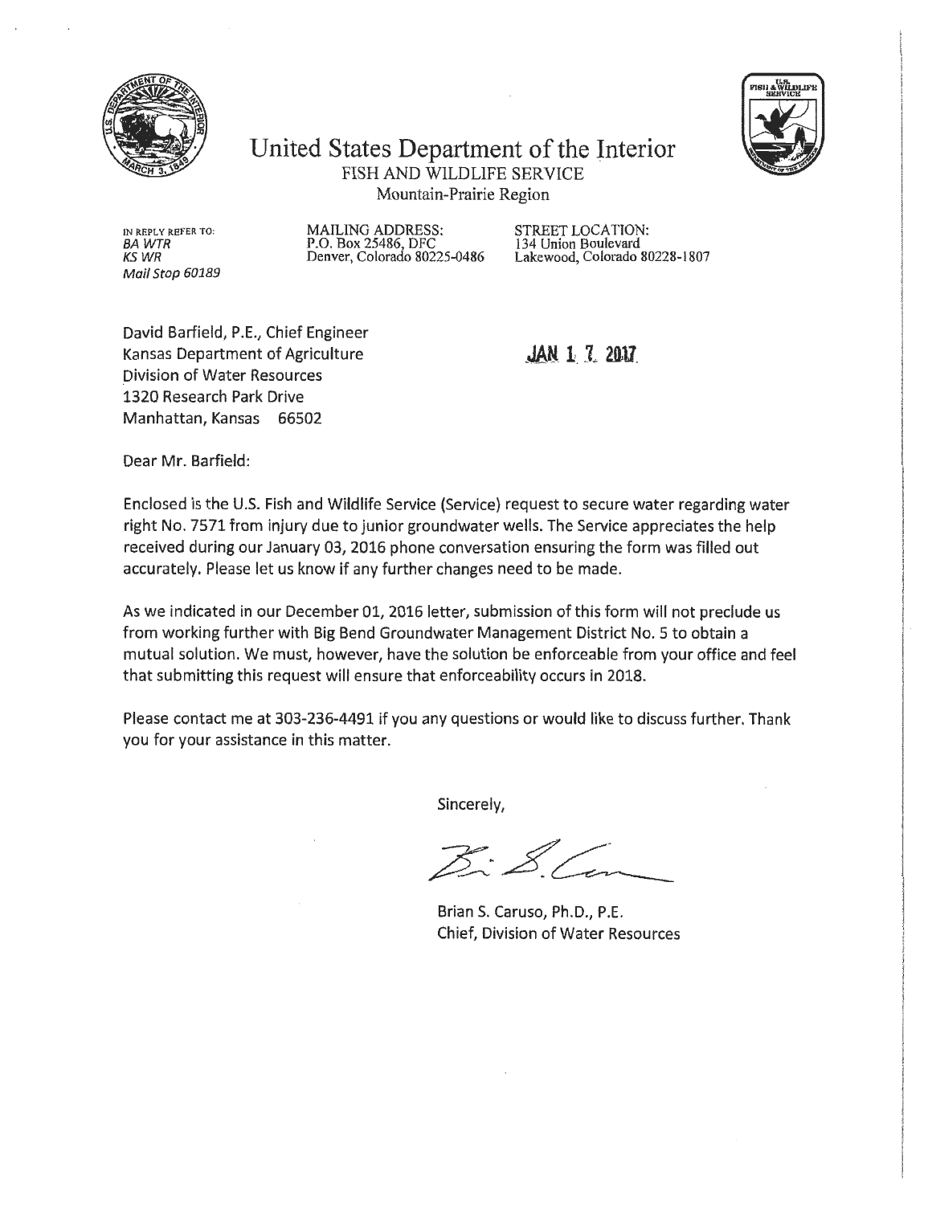# United States Department of the Interior

FISH AND WILDLIFE SERVICE
Mountain-Prairie Region

IN REPLY REFER TO:
*BA WTR*
*KS WR*
*Mail Stop 60189*

MAILING ADDRESS:
P.O. Box 25486, DFC
Denver, Colorado 80225-0486

STREET LOCATION:
134 Union Boulevard
Lakewood, Colorado 80228-1807

David Barfield, P.E., Chief Engineer
Kansas Department of Agriculture
Division of Water Resources
1320 Research Park Drive
Manhattan, Kansas 66502

**JAN 17 2017**

Dear Mr. Barfield:

Enclosed is the U.S. Fish and Wildlife Service (Service) request to secure water regarding water right No. 7571 from injury due to junior groundwater wells. The Service appreciates the help received during our January 03, 2016 phone conversation ensuring the form was filled out accurately. Please let us know if any further changes need to be made.

As we indicated in our December 01, 2016 letter, submission of this form will not preclude us from working further with Big Bend Groundwater Management District No. 5 to obtain a mutual solution. We must, however, have the solution be enforceable from your office and feel that submitting this request will ensure that enforceability occurs in 2018.

Please contact me at 303-236-4491 if you any questions or would like to discuss further. Thank you for your assistance in this matter.

Sincerely,

Brian S. Caruso, Ph.D., P.E.
Chief, Division of Water Resources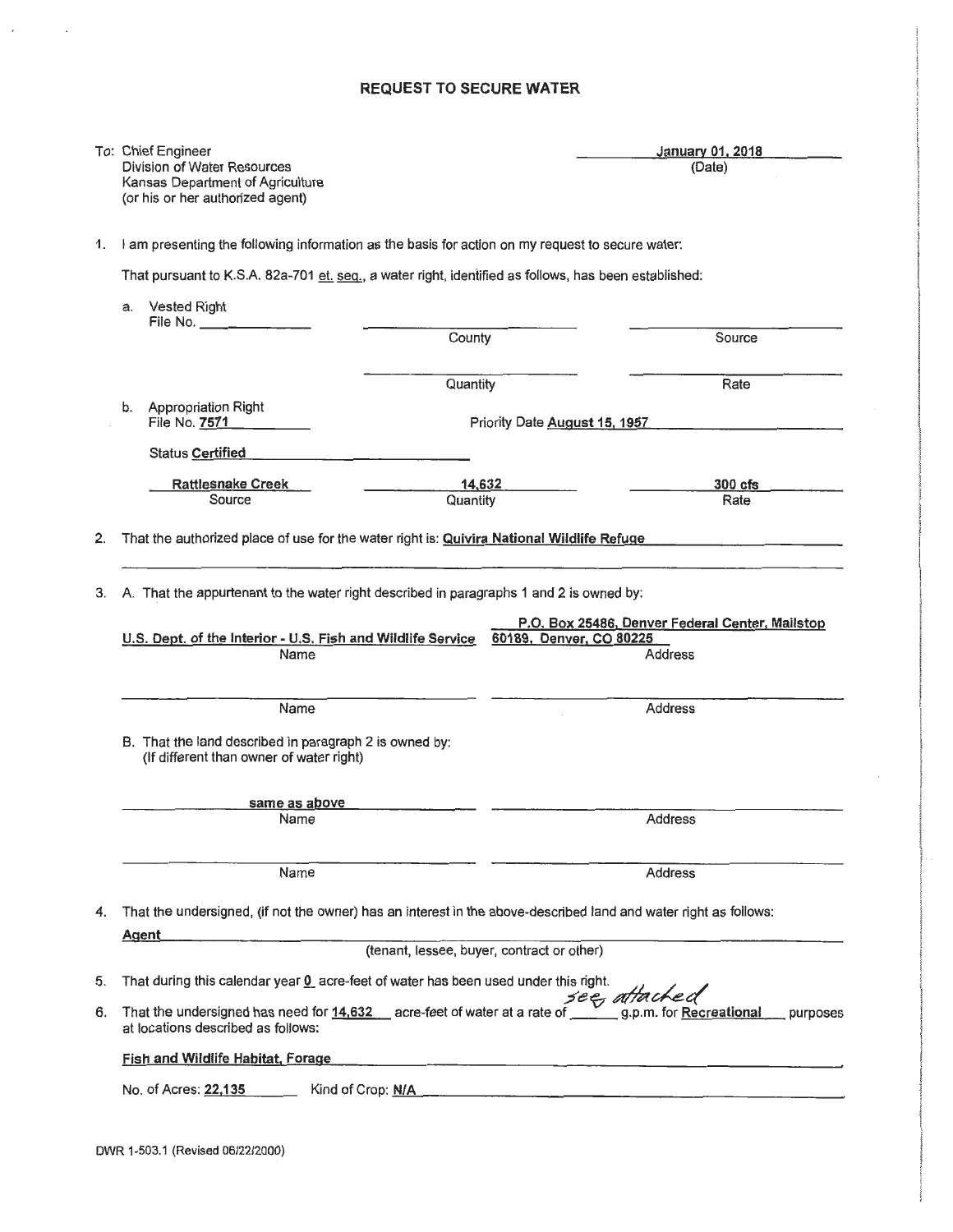# REQUEST TO SECURE WATER

To: Chief Engineer
Division of Water Resources
Kansas Department of Agriculture
(or his or her authorized agent)

**January 01, 2018**
(Date)

1. I am presenting the following information as the basis for action on my request to secure water:

   That pursuant to K.S.A. 82a-701 et. seq., a water right, identified as follows, has been established:

   a. Vested Right
      File No. ________

      ________ County ________ Source

      ________ Quantity ________ Rate

   b. Appropriation Right
      File No. **7571** Priority Date **August 15, 1957**

      Status **Certified**

      **Rattlesnake Creek** (Source) **14,632** (Quantity) **300 cfs** (Rate)

2. That the authorized place of use for the water right is: **Quivira National Wildlife Refuge**

3. A. That the appurtenant to the water right described in paragraphs 1 and 2 is owned by:

   | Name | Address |
   |---|---|
   | **U.S. Dept. of the Interior - U.S. Fish and Wildlife Service** | **P.O. Box 25486, Denver Federal Center, Mailstop 60189, Denver, CO 80225** |
   | | |

   B. That the land described in paragraph 2 is owned by:
   (If different than owner of water right)

   | Name | Address |
   |---|---|
   | **same as above** | |
   | | |

4. That the undersigned, (if not the owner) has an interest in the above-described land and water right as follows:

   **Agent**
   (tenant, lessee, buyer, contract or other)

5. That during this calendar year **0** acre-feet of water has been used under this right.

6. That the undersigned has need for **14,632** acre-feet of water at a rate of *see attached* g.p.m. for **Recreational** purposes at locations described as follows:

   **Fish and Wildlife Habitat, Forage**

   No. of Acres: **22,135** Kind of Crop: **N/A**

DWR 1-503.1 (Revised 06/22/2000)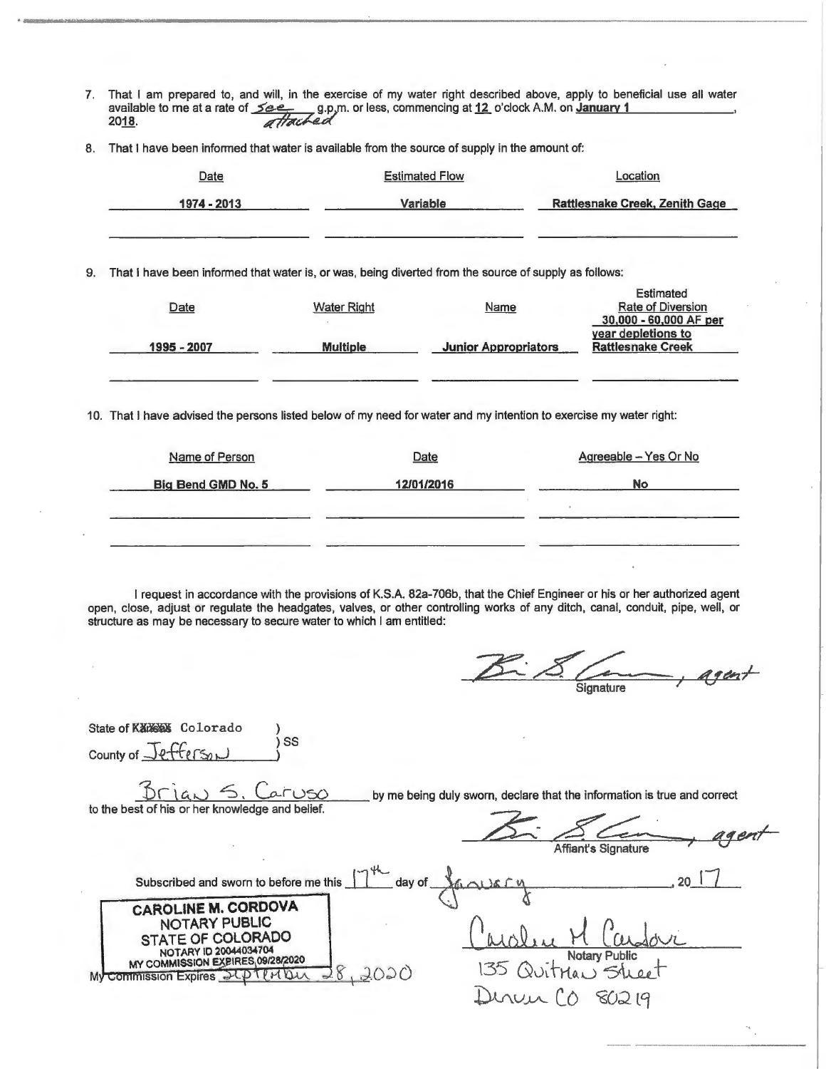7. That I am prepared to, and will, in the exercise of my water right described above, apply to beneficial use all water available to me at a rate of *See attached* g.p.m. or less, commencing at **12** o'clock A.M. on **January 1**, 20**18**.

8. That I have been informed that water is available from the source of supply in the amount of:

| Date | Estimated Flow | Location |
|---|---|---|
| **1974 - 2013** | **Variable** | **Rattlesnake Creek, Zenith Gage** |

9. That I have been informed that water is, or was, being diverted from the source of supply as follows:

| Date | Water Right | Name | Estimated Rate of Diversion |
|---|---|---|---|
| **1995 - 2007** | **Multiple** | **Junior Appropriators** | **30,000 - 60,000 AF per year depletions to Rattlesnake Creek** |

10. That I have advised the persons listed below of my need for water and my intention to exercise my water right:

| Name of Person | Date | Agreeable – Yes Or No |
|---|---|---|
| **Big Bend GMD No. 5** | **12/01/2016** | **No** |

I request in accordance with the provisions of K.S.A. 82a-706b, that the Chief Engineer or his or her authorized agent open, close, adjust or regulate the headgates, valves, or other controlling works of any ditch, canal, conduit, pipe, well, or structure as may be necessary to secure water to which I am entitled:

*[signature]*, *agent*
Signature

State of ~~Kansas~~ Colorado )
) SS
County of *Jefferson* )

*Brian S. Caruso* by me being duly sworn, declare that the information is true and correct to the best of his or her knowledge and belief.

*[signature]*, *agent*
Affiant's Signature

Subscribed and sworn to before me this *17th* day of *January*, 20*17*

CAROLINE M. CORDOVA
NOTARY PUBLIC
STATE OF COLORADO
NOTARY ID 20044034704
MY COMMISSION EXPIRES 09/28/2020

*Caroline M Cordova*
Notary Public
*135 Quitman Street*
*Denver CO 80219*

My Commission Expires *September 28, 2020*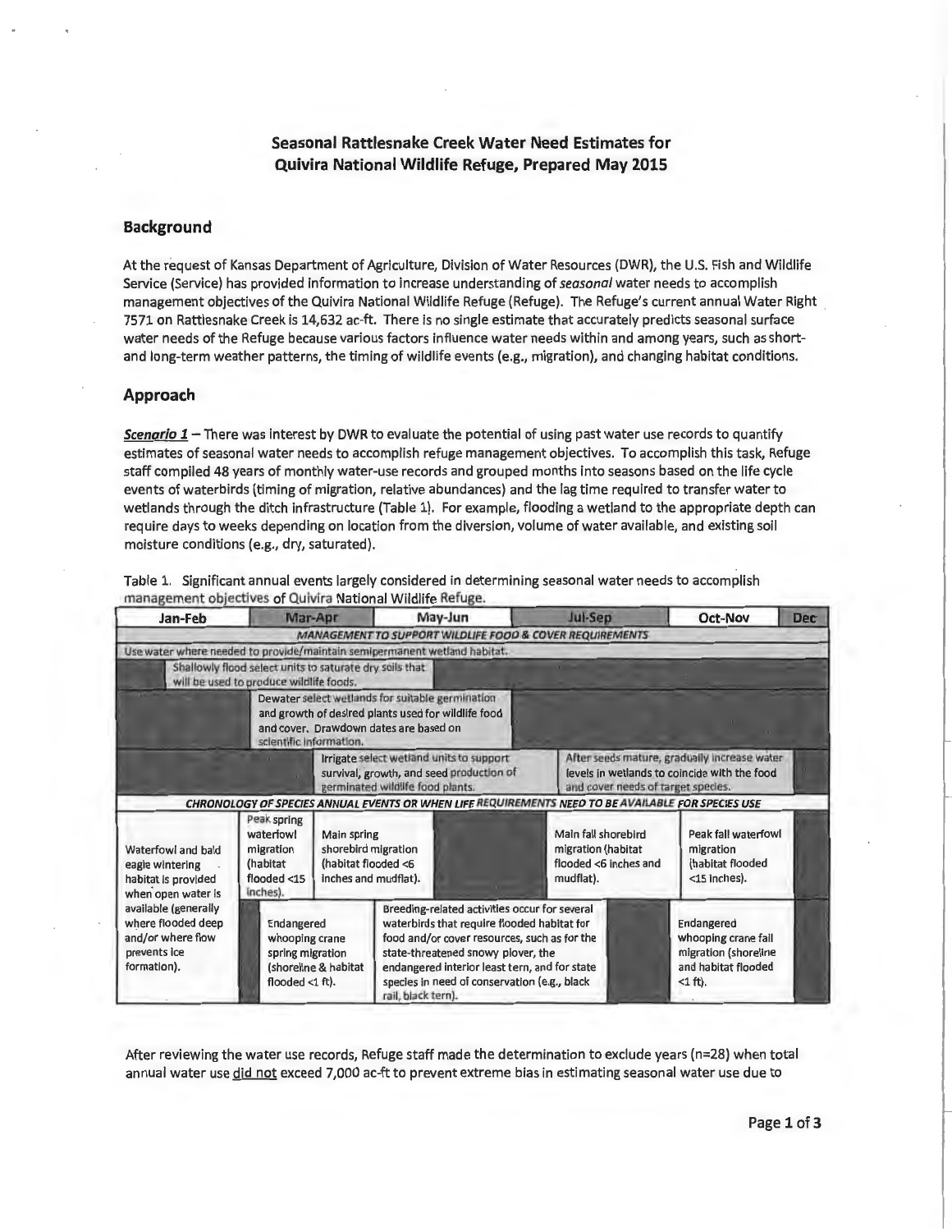# Seasonal Rattlesnake Creek Water Need Estimates for Quivira National Wildlife Refuge, Prepared May 2015

## Background

At the request of Kansas Department of Agriculture, Division of Water Resources (DWR), the U.S. Fish and Wildlife Service (Service) has provided information to increase understanding of *seasonal* water needs to accomplish management objectives of the Quivira National Wildlife Refuge (Refuge). The Refuge's current annual Water Right 7571 on Rattlesnake Creek is 14,632 ac-ft. There is no single estimate that accurately predicts seasonal surface water needs of the Refuge because various factors influence water needs within and among years, such as short- and long-term weather patterns, the timing of wildlife events (e.g., migration), and changing habitat conditions.

## Approach

***Scenario 1*** – There was interest by DWR to evaluate the potential of using past water use records to quantify estimates of seasonal water needs to accomplish refuge management objectives. To accomplish this task, Refuge staff compiled 48 years of monthly water-use records and grouped months into seasons based on the life cycle events of waterbirds (timing of migration, relative abundances) and the lag time required to transfer water to wetlands through the ditch infrastructure (Table 1). For example, flooding a wetland to the appropriate depth can require days to weeks depending on location from the diversion, volume of water available, and existing soil moisture conditions (e.g., dry, saturated).

Table 1. Significant annual events largely considered in determining seasonal water needs to accomplish management objectives of Quivira National Wildlife Refuge.

| Jan-Feb | Mar-Apr | May-Jun | Jul-Sep | Oct-Nov | Dec |
|---|---|---|---|---|---|
| ***MANAGEMENT TO SUPPORT WILDLIFE FOOD & COVER REQUIREMENTS*** | | | | | |
| Use water where needed to provide/maintain semipermanent wetland habitat. | | | | | |
| Shallowly flood select units to saturate dry soils that will be used to produce wildlife foods. | | | | | |
| | Dewater select wetlands for suitable germination and growth of desired plants used for wildlife food and cover. Drawdown dates are based on scientific information. | | | | |
| | | Irrigate select wetland units to support survival, growth, and seed production of germinated wildlife food plants. | After seeds mature, gradually increase water levels in wetlands to coincide with the food and cover needs of target species. | | |
| ***CHRONOLOGY OF SPECIES ANNUAL EVENTS OR WHEN LIFE REQUIREMENTS NEED TO BE AVAILABLE FOR SPECIES USE*** | | | | | |
| Waterfowl and bald eagle wintering habitat is provided when open water is available (generally where flooded deep and/or where flow prevents ice formation). | Peak spring waterfowl migration (habitat flooded <15 inches). | Main spring shorebird migration (habitat flooded <6 inches and mudflat). | Main fall shorebird migration (habitat flooded <6 inches and mudflat). | Peak fall waterfowl migration (habitat flooded <15 inches). | |
| | Endangered whooping crane spring migration (shoreline & habitat flooded <1 ft). | Breeding-related activities occur for several waterbirds that require flooded habitat for food and/or cover resources, such as for the state-threatened snowy plover, the endangered interior least tern, and for state species in need of conservation (e.g., black rail, black tern). | | Endangered whooping crane fall migration (shoreline and habitat flooded <1 ft). | |

After reviewing the water use records, Refuge staff made the determination to exclude years (n=28) when total annual water use <u>did not</u> exceed 7,000 ac-ft to prevent extreme bias in estimating seasonal water use due to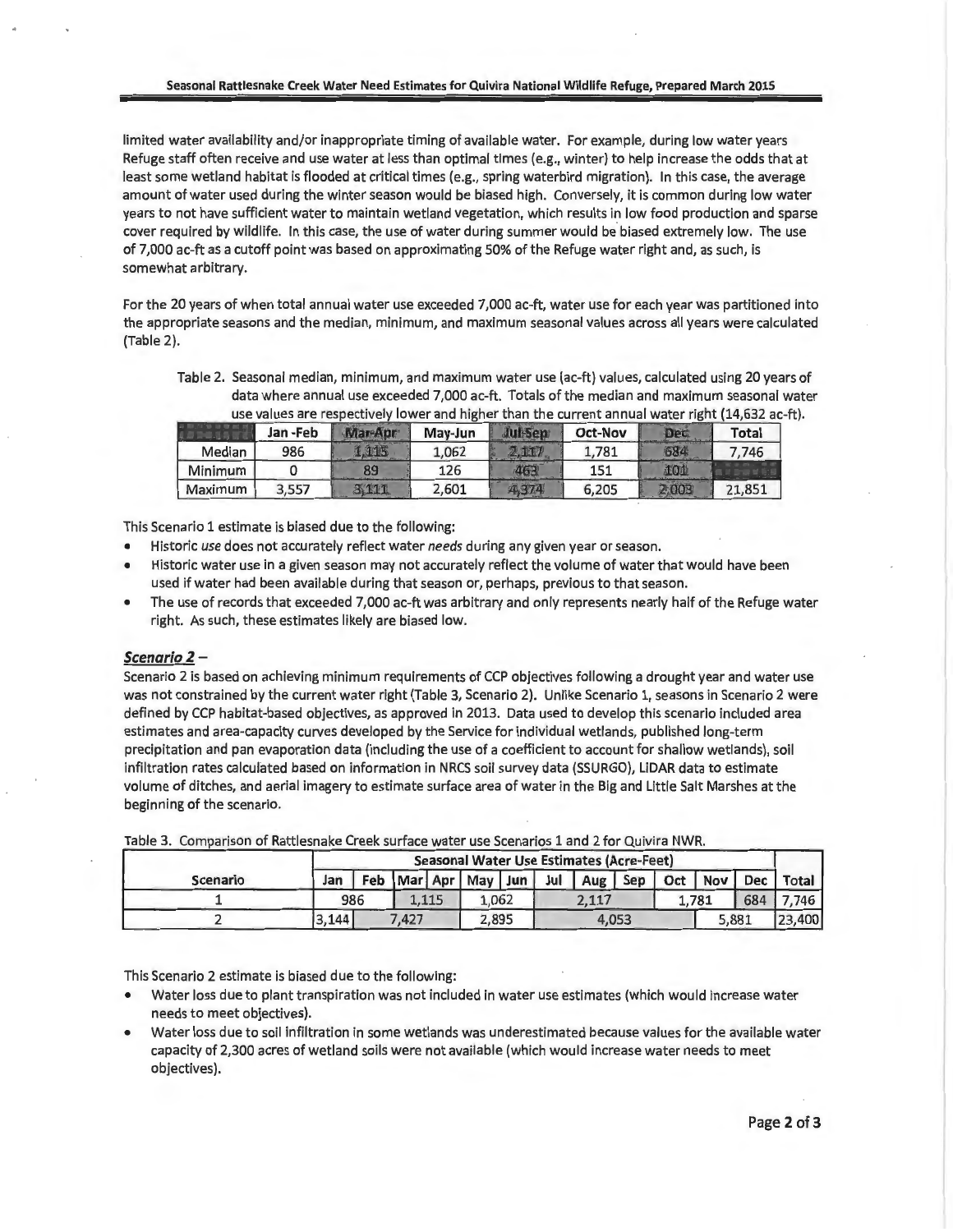limited water availability and/or inappropriate timing of available water. For example, during low water years Refuge staff often receive and use water at less than optimal times (e.g., winter) to help increase the odds that at least some wetland habitat is flooded at critical times (e.g., spring waterbird migration). In this case, the average amount of water used during the winter season would be biased high. Conversely, it is common during low water years to not have sufficient water to maintain wetland vegetation, which results in low food production and sparse cover required by wildlife. In this case, the use of water during summer would be biased extremely low. The use of 7,000 ac-ft as a cutoff point was based on approximating 50% of the Refuge water right and, as such, is somewhat arbitrary.

For the 20 years of when total annual water use exceeded 7,000 ac-ft, water use for each year was partitioned into the appropriate seasons and the median, minimum, and maximum seasonal values across all years were calculated (Table 2).

Table 2. Seasonal median, minimum, and maximum water use (ac-ft) values, calculated using 20 years of data where annual use exceeded 7,000 ac-ft. Totals of the median and maximum seasonal water use values are respectively lower and higher than the current annual water right (14,632 ac-ft).

| | Jan -Feb | Mar-Apr | May-Jun | Jul-Sep | Oct-Nov | Dec | Total |
|---|---|---|---|---|---|---|---|
| Median | 986 | 1,115 | 1,062 | 2,117 | 1,781 | 684 | 7,746 |
| Minimum | 0 | 89 | 126 | 463 | 151 | 101 | |
| Maximum | 3,557 | 3,111 | 2,601 | 4,374 | 6,205 | 2,003 | 21,851 |

This Scenario 1 estimate is biased due to the following:

- Historic *use* does not accurately reflect water *needs* during any given year or season.
- Historic water use in a given season may not accurately reflect the volume of water that would have been used if water had been available during that season or, perhaps, previous to that season.
- The use of records that exceeded 7,000 ac-ft was arbitrary and only represents nearly half of the Refuge water right. As such, these estimates likely are biased low.

### ***Scenario 2*** –

Scenario 2 is based on achieving minimum requirements of CCP objectives following a drought year and water use was not constrained by the current water right (Table 3, Scenario 2). Unlike Scenario 1, seasons in Scenario 2 were defined by CCP habitat-based objectives, as approved in 2013. Data used to develop this scenario included area estimates and area-capacity curves developed by the Service for individual wetlands, published long-term precipitation and pan evaporation data (including the use of a coefficient to account for shallow wetlands), soil infiltration rates calculated based on information in NRCS soil survey data (SSURGO), LiDAR data to estimate volume of ditches, and aerial imagery to estimate surface area of water in the Big and Little Salt Marshes at the beginning of the scenario.

Table 3. Comparison of Rattlesnake Creek surface water use Scenarios 1 and 2 for Quivira NWR.

| Scenario | Seasonal Water Use Estimates (Acre-Feet) | | | | | | | | | | | | |
|---|---|---|---|---|---|---|---|---|---|---|---|---|---|
| | Jan | Feb | Mar | Apr | May | Jun | Jul | Aug | Sep | Oct | Nov | Dec | Total |
| 1 | 986 | | 1,115 | | 1,062 | | 2,117 | | | 1,781 | | 684 | 7,746 |
| 2 | 3,144 | 7,427 | | | 2,895 | | 4,053 | | | | 5,881 | | 23,400 |

This Scenario 2 estimate is biased due to the following:

- Water loss due to plant transpiration was not included in water use estimates (which would increase water needs to meet objectives).
- Water loss due to soil infiltration in some wetlands was underestimated because values for the available water capacity of 2,300 acres of wetland soils were not available (which would increase water needs to meet objectives).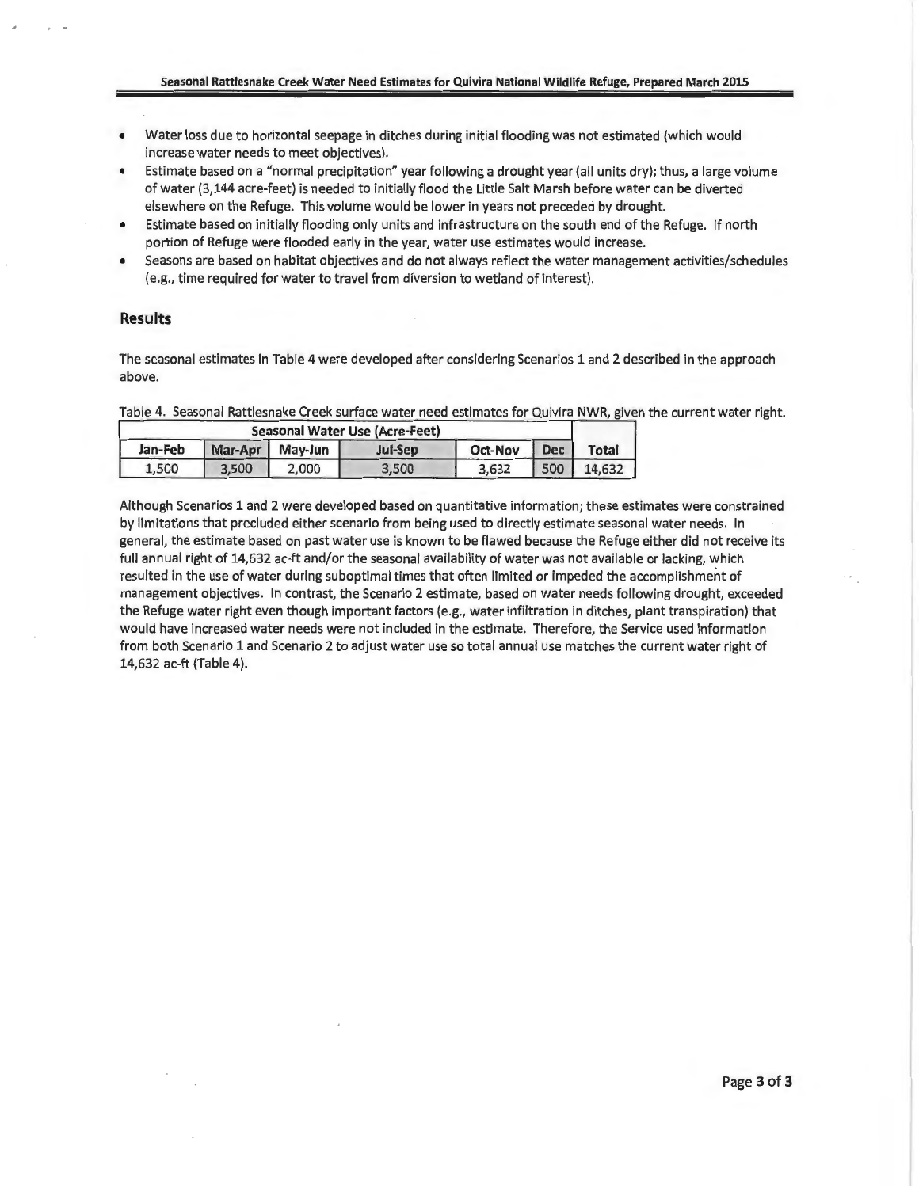- Water loss due to horizontal seepage in ditches during initial flooding was not estimated (which would increase water needs to meet objectives).
- Estimate based on a "normal precipitation" year following a drought year (all units dry); thus, a large volume of water (3,144 acre-feet) is needed to initially flood the Little Salt Marsh before water can be diverted elsewhere on the Refuge. This volume would be lower in years not preceded by drought.
- Estimate based on initially flooding only units and infrastructure on the south end of the Refuge. If north portion of Refuge were flooded early in the year, water use estimates would increase.
- Seasons are based on habitat objectives and do not always reflect the water management activities/schedules (e.g., time required for water to travel from diversion to wetland of interest).

## Results

The seasonal estimates in Table 4 were developed after considering Scenarios 1 and 2 described in the approach above.

Table 4. Seasonal Rattlesnake Creek surface water need estimates for Quivira NWR, given the current water right.

| Seasonal Water Use (Acre-Feet) | | | | | | |
|---|---|---|---|---|---|---|
| Jan-Feb | Mar-Apr | May-Jun | Jul-Sep | Oct-Nov | Dec | Total |
| 1,500 | 3,500 | 2,000 | 3,500 | 3,632 | 500 | 14,632 |

Although Scenarios 1 and 2 were developed based on quantitative information; these estimates were constrained by limitations that precluded either scenario from being used to directly estimate seasonal water needs. In general, the estimate based on past water use is known to be flawed because the Refuge either did not receive its full annual right of 14,632 ac-ft and/or the seasonal availability of water was not available or lacking, which resulted in the use of water during suboptimal times that often limited or impeded the accomplishment of management objectives. In contrast, the Scenario 2 estimate, based on water needs following drought, exceeded the Refuge water right even though important factors (e.g., water infiltration in ditches, plant transpiration) that would have increased water needs were not included in the estimate. Therefore, the Service used information from both Scenario 1 and Scenario 2 to adjust water use so total annual use matches the current water right of 14,632 ac-ft (Table 4).